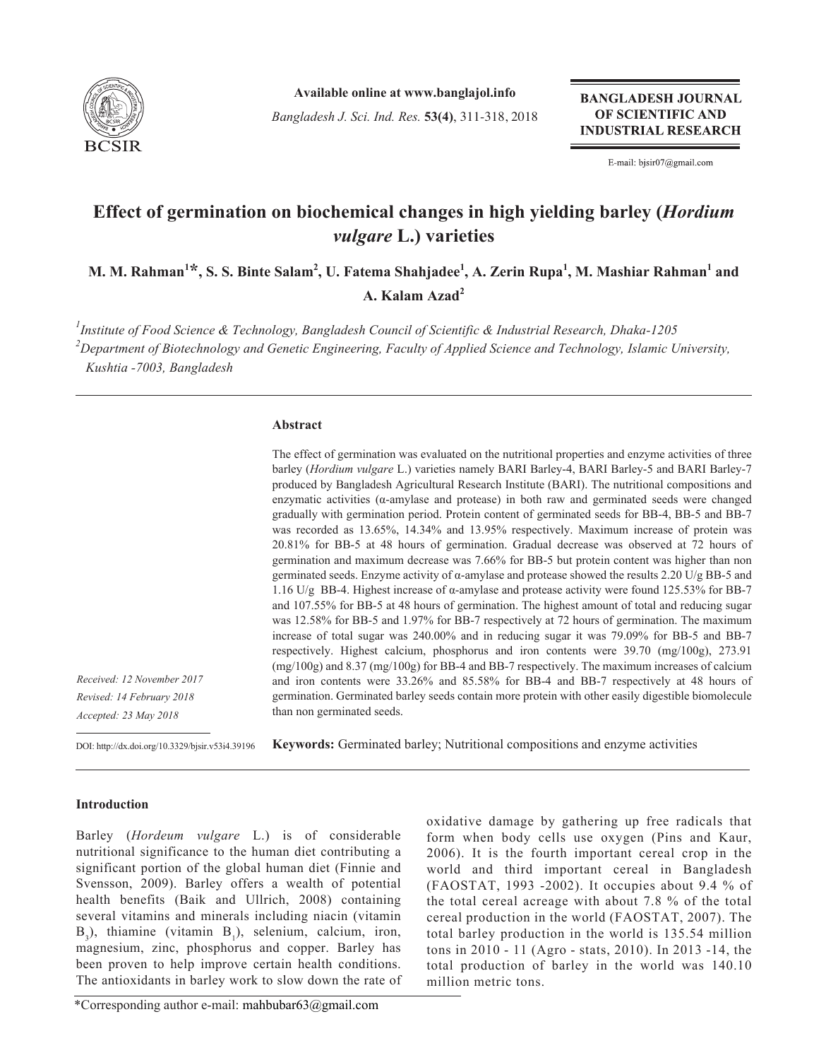Available online at www.banglajol.info

*Bangladesh J. Sci. Ind. Res.* **53(4)**, 311-318, 2018

**BANGLADESH JOURNAL OF SCIENTIFIC AND INDUSTRIAL RESEARCH**

E-mail: bjsir07@gmail.com

# Effect of germination on biochemical changes in high yielding barley (*Hordium vulgare* L.) varieties

**M. M. Rahman[1]*, S. S. Binte Salam[2], U. Fatema Shahjadee[1], A. Zerin Rupa[1], M. Mashiar Rahman[1] and A. Kalam Azad[2]**

[1]*Institute of Food Science & Technology, Bangladesh Council of Scientific & Industrial Research, Dhaka-1205*

[2]*Department of Biotechnology and Genetic Engineering, Faculty of Applied Science and Technology, Islamic University, Kushtia -7003, Bangladesh*

## Abstract

The effect of germination was evaluated on the nutritional properties and enzyme activities of three barley (*Hordium vulgare* L.) varieties namely BARI Barley-4, BARI Barley-5 and BARI Barley-7 produced by Bangladesh Agricultural Research Institute (BARI). The nutritional compositions and enzymatic activities (α-amylase and protease) in both raw and germinated seeds were changed gradually with germination period. Protein content of germinated seeds for BB-4, BB-5 and BB-7 was recorded as 13.65%, 14.34% and 13.95% respectively. Maximum increase of protein was 20.81% for BB-5 at 48 hours of germination. Gradual decrease was observed at 72 hours of germination and maximum decrease was 7.66% for BB-5 but protein content was higher than non germinated seeds. Enzyme activity of α-amylase and protease showed the results 2.20 U/g BB-5 and 1.16 U/g BB-4. Highest increase of α-amylase and protease activity were found 125.53% for BB-7 and 107.55% for BB-5 at 48 hours of germination. The highest amount of total and reducing sugar was 12.58% for BB-5 and 1.97% for BB-7 respectively at 72 hours of germination. The maximum increase of total sugar was 240.00% and in reducing sugar it was 79.09% for BB-5 and BB-7 respectively. Highest calcium, phosphorus and iron contents were 39.70 (mg/100g), 273.91 (mg/100g) and 8.37 (mg/100g) for BB-4 and BB-7 respectively. The maximum increases of calcium and iron contents were 33.26% and 85.58% for BB-4 and BB-7 respectively at 48 hours of germination. Germinated barley seeds contain more protein with other easily digestible biomolecule than non germinated seeds.

*Received: 12 November 2017*
*Revised: 14 February 2018*
*Accepted: 23 May 2018*

DOI: http://dx.doi.org/10.3329/bjsir.v53i4.39196

**Keywords:** Germinated barley; Nutritional compositions and enzyme activities

## Introduction

Barley (*Hordeum vulgare* L.) is of considerable nutritional significance to the human diet contributing a significant portion of the global human diet (Finnie and Svensson, 2009). Barley offers a wealth of potential health benefits (Baik and Ullrich, 2008) containing several vitamins and minerals including niacin (vitamin $B_3$), thiamine (vitamin $B_1$), selenium, calcium, iron, magnesium, zinc, phosphorus and copper. Barley has been proven to help improve certain health conditions. The antioxidants in barley work to slow down the rate of oxidative damage by gathering up free radicals that form when body cells use oxygen (Pins and Kaur, 2006). It is the fourth important cereal crop in the world and third important cereal in Bangladesh (FAOSTAT, 1993 -2002). It occupies about 9.4 % of the total cereal acreage with about 7.8 % of the total cereal production in the world (FAOSTAT, 2007). The total barley production in the world is 135.54 million tons in 2010 - 11 (Agro - stats, 2010). In 2013 -14, the total production of barley in the world was 140.10 million metric tons.

*Corresponding author e-mail: mahbubar63@gmail.com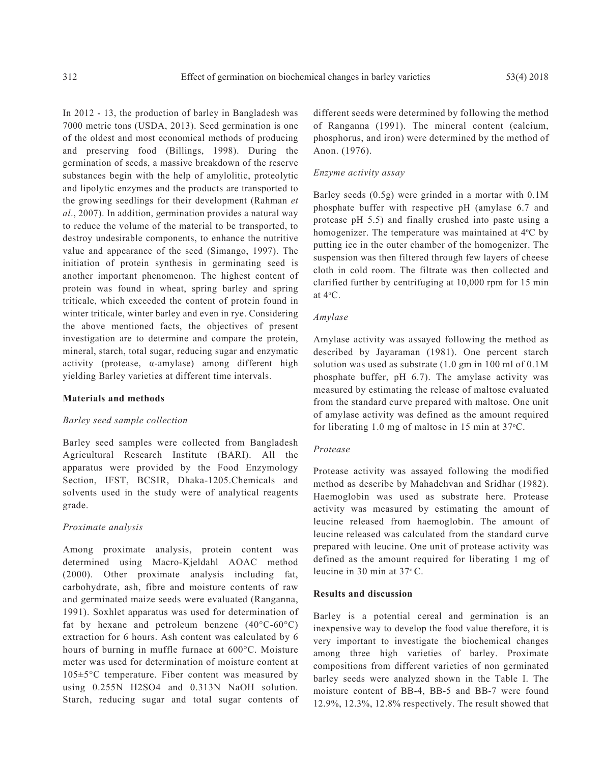In 2012 - 13, the production of barley in Bangladesh was 7000 metric tons (USDA, 2013). Seed germination is one of the oldest and most economical methods of producing and preserving food (Billings, 1998). During the germination of seeds, a massive breakdown of the reserve substances begin with the help of amylolitic, proteolytic and lipolytic enzymes and the products are transported to the growing seedlings for their development (Rahman *et al*., 2007). In addition, germination provides a natural way to reduce the volume of the material to be transported, to destroy undesirable components, to enhance the nutritive value and appearance of the seed (Simango, 1997). The initiation of protein synthesis in germinating seed is another important phenomenon. The highest content of protein was found in wheat, spring barley and spring triticale, which exceeded the content of protein found in winter triticale, winter barley and even in rye. Considering the above mentioned facts, the objectives of present investigation are to determine and compare the protein, mineral, starch, total sugar, reducing sugar and enzymatic activity (protease, α-amylase) among different high yielding Barley varieties at different time intervals.

## Materials and methods

### *Barley seed sample collection*

Barley seed samples were collected from Bangladesh Agricultural Research Institute (BARI). All the apparatus were provided by the Food Enzymology Section, IFST, BCSIR, Dhaka-1205.Chemicals and solvents used in the study were of analytical reagents grade.

### *Proximate analysis*

Among proximate analysis, protein content was determined using Macro-Kjeldahl AOAC method (2000). Other proximate analysis including fat, carbohydrate, ash, fibre and moisture contents of raw and germinated maize seeds were evaluated (Ranganna, 1991). Soxhlet apparatus was used for determination of fat by hexane and petroleum benzene (40°C-60°C) extraction for 6 hours. Ash content was calculated by 6 hours of burning in muffle furnace at 600°C. Moisture meter was used for determination of moisture content at 105±5°C temperature. Fiber content was measured by using 0.255N $H_2SO_4$ and 0.313N NaOH solution. Starch, reducing sugar and total sugar contents of different seeds were determined by following the method of Ranganna (1991). The mineral content (calcium, phosphorus, and iron) were determined by the method of Anon. (1976).

### *Enzyme activity assay*

Barley seeds (0.5g) were grinded in a mortar with 0.1M phosphate buffer with respective pH (amylase 6.7 and protease pH 5.5) and finally crushed into paste using a homogenizer. The temperature was maintained at 4°C by putting ice in the outer chamber of the homogenizer. The suspension was then filtered through few layers of cheese cloth in cold room. The filtrate was then collected and clarified further by centrifuging at 10,000 rpm for 15 min at 4°C.

### *Amylase*

Amylase activity was assayed following the method as described by Jayaraman (1981). One percent starch solution was used as substrate (1.0 gm in 100 ml of 0.1M phosphate buffer, pH 6.7). The amylase activity was measured by estimating the release of maltose evaluated from the standard curve prepared with maltose. One unit of amylase activity was defined as the amount required for liberating 1.0 mg of maltose in 15 min at 37°C.

### *Protease*

Protease activity was assayed following the modified method as describe by Mahadehvan and Sridhar (1982). Haemoglobin was used as substrate here. Protease activity was measured by estimating the amount of leucine released from haemoglobin. The amount of leucine released was calculated from the standard curve prepared with leucine. One unit of protease activity was defined as the amount required for liberating 1 mg of leucine in 30 min at 37° C.

## Results and discussion

Barley is a potential cereal and germination is an inexpensive way to develop the food value therefore, it is very important to investigate the biochemical changes among three high varieties of barley. Proximate compositions from different varieties of non germinated barley seeds were analyzed shown in the Table I. The moisture content of BB-4, BB-5 and BB-7 were found 12.9%, 12.3%, 12.8% respectively. The result showed that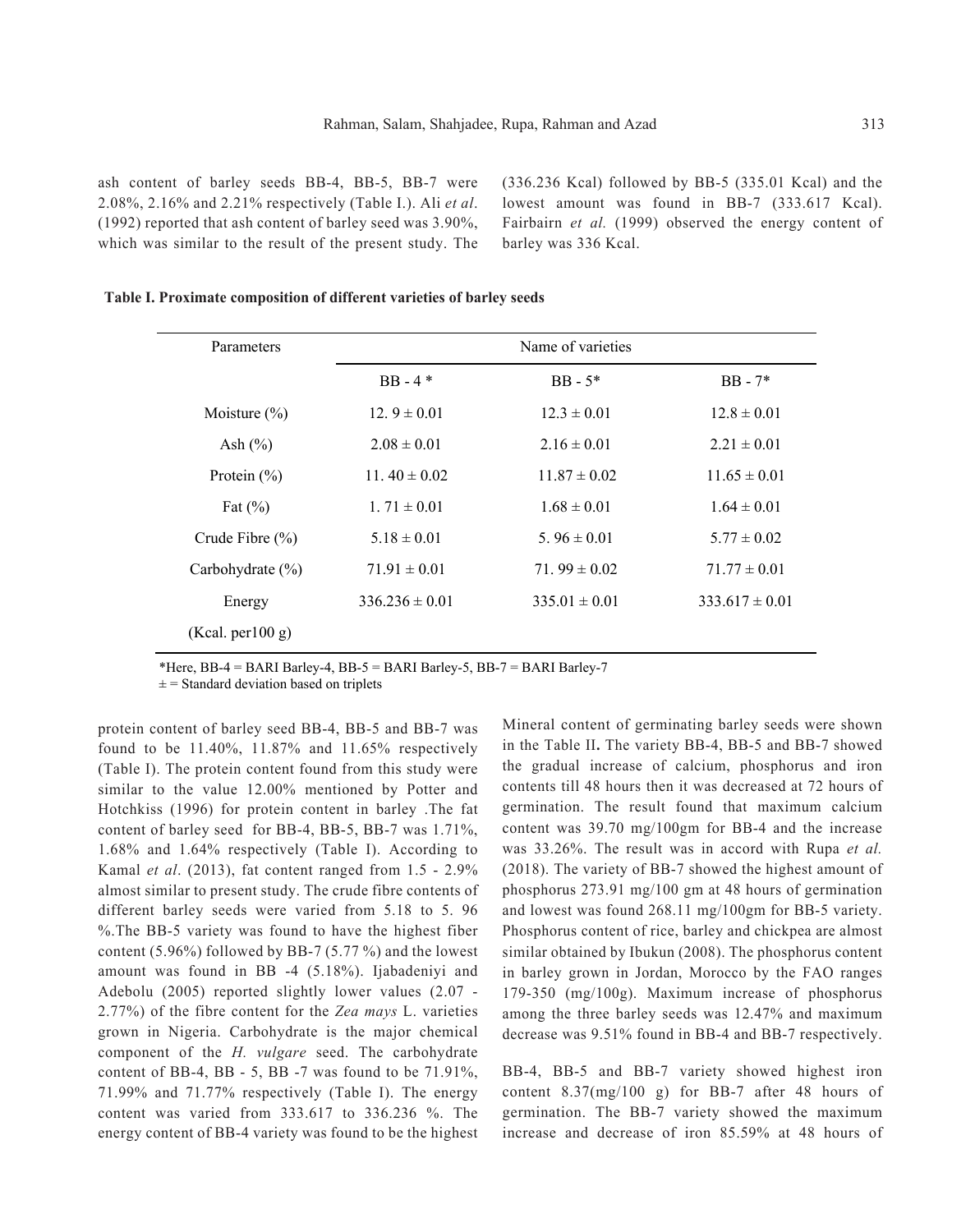ash content of barley seeds BB-4, BB-5, BB-7 were 2.08%, 2.16% and 2.21% respectively (Table I.). Ali *et al*. (1992) reported that ash content of barley seed was 3.90%, which was similar to the result of the present study. The (336.236 Kcal) followed by BB-5 (335.01 Kcal) and the lowest amount was found in BB-7 (333.617 Kcal). Fairbairn *et al.* (1999) observed the energy content of barley was 336 Kcal.

**Table I. Proximate composition of different varieties of barley seeds**

| Parameters | Name of varieties | | |
|---|---|---|---|
| | BB - 4 * | BB - 5* | BB - 7* |
| Moisture (%) | 12. 9 ± 0.01 | 12.3 ± 0.01 | 12.8 ± 0.01 |
| Ash (%) | 2.08 ± 0.01 | 2.16 ± 0.01 | 2.21 ± 0.01 |
| Protein (%) | 11. 40 ± 0.02 | 11.87 ± 0.02 | 11.65 ± 0.01 |
| Fat (%) | 1. 71 ± 0.01 | 1.68 ± 0.01 | 1.64 ± 0.01 |
| Crude Fibre (%) | 5.18 ± 0.01 | 5. 96 ± 0.01 | 5.77 ± 0.02 |
| Carbohydrate (%) | 71.91 ± 0.01 | 71. 99 ± 0.02 | 71.77 ± 0.01 |
| Energy (Kcal. per100 g) | 336.236 ± 0.01 | 335.01 ± 0.01 | 333.617 ± 0.01 |

*Here, BB-4 = BARI Barley-4, BB-5 = BARI Barley-5, BB-7 = BARI Barley-7

± = Standard deviation based on triplets

protein content of barley seed BB-4, BB-5 and BB-7 was found to be 11.40%, 11.87% and 11.65% respectively (Table I). The protein content found from this study were similar to the value 12.00% mentioned by Potter and Hotchkiss (1996) for protein content in barley .The fat content of barley seed for BB-4, BB-5, BB-7 was 1.71%, 1.68% and 1.64% respectively (Table I). According to Kamal *et al*. (2013), fat content ranged from 1.5 - 2.9% almost similar to present study. The crude fibre contents of different barley seeds were varied from 5.18 to 5. 96 %.The BB-5 variety was found to have the highest fiber content (5.96%) followed by BB-7 (5.77 %) and the lowest amount was found in BB -4 (5.18%). Ijabadeniyi and Adebolu (2005) reported slightly lower values (2.07 - 2.77%) of the fibre content for the *Zea mays* L. varieties grown in Nigeria. Carbohydrate is the major chemical component of the *H. vulgare* seed. The carbohydrate content of BB-4, BB - 5, BB -7 was found to be 71.91%, 71.99% and 71.77% respectively (Table I). The energy content was varied from 333.617 to 336.236 %. The energy content of BB-4 variety was found to be the highest

Mineral content of germinating barley seeds were shown in the Table II**.** The variety BB-4, BB-5 and BB-7 showed the gradual increase of calcium, phosphorus and iron contents till 48 hours then it was decreased at 72 hours of germination. The result found that maximum calcium content was 39.70 mg/100gm for BB-4 and the increase was 33.26%. The result was in accord with Rupa *et al.* (2018). The variety of BB-7 showed the highest amount of phosphorus 273.91 mg/100 gm at 48 hours of germination and lowest was found 268.11 mg/100gm for BB-5 variety. Phosphorus content of rice, barley and chickpea are almost similar obtained by Ibukun (2008). The phosphorus content in barley grown in Jordan, Morocco by the FAO ranges 179-350 (mg/100g). Maximum increase of phosphorus among the three barley seeds was 12.47% and maximum decrease was 9.51% found in BB-4 and BB-7 respectively.

BB-4, BB-5 and BB-7 variety showed highest iron content 8.37(mg/100 g) for BB-7 after 48 hours of germination. The BB-7 variety showed the maximum increase and decrease of iron 85.59% at 48 hours of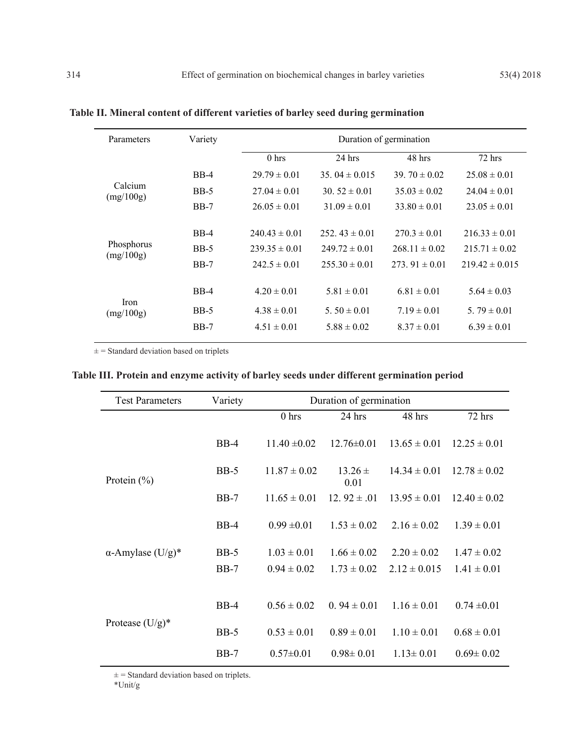**Table II. Mineral content of different varieties of barley seed during germination**

| Parameters | Variety | Duration of germination | | | |
|---|---|---|---|---|---|
| | | 0 hrs | 24 hrs | 48 hrs | 72 hrs |
| Calcium (mg/100g) | BB-4 | 29.79 ± 0.01 | 35. 04 ± 0.015 | 39. 70 ± 0.02 | 25.08 ± 0.01 |
| | BB-5 | 27.04 ± 0.01 | 30. 52 ± 0.01 | 35.03 ± 0.02 | 24.04 ± 0.01 |
| | BB-7 | 26.05 ± 0.01 | 31.09 ± 0.01 | 33.80 ± 0.01 | 23.05 ± 0.01 |
| Phosphorus (mg/100g) | BB-4 | 240.43 ± 0.01 | 252. 43 ± 0.01 | 270.3 ± 0.01 | 216.33 ± 0.01 |
| | BB-5 | 239.35 ± 0.01 | 249.72 ± 0.01 | 268.11 ± 0.02 | 215.71 ± 0.02 |
| | BB-7 | 242.5 ± 0.01 | 255.30 ± 0.01 | 273. 91 ± 0.01 | 219.42 ± 0.015 |
| Iron (mg/100g) | BB-4 | 4.20 ± 0.01 | 5.81 ± 0.01 | 6.81 ± 0.01 | 5.64 ± 0.03 |
| | BB-5 | 4.38 ± 0.01 | 5. 50 ± 0.01 | 7.19 ± 0.01 | 5. 79 ± 0.01 |
| | BB-7 | 4.51 ± 0.01 | 5.88 ± 0.02 | 8.37 ± 0.01 | 6.39 ± 0.01 |

± = Standard deviation based on triplets

**Table III. Protein and enzyme activity of barley seeds under different germination period**

| Test Parameters | Variety | Duration of germination | | | |
|---|---|---|---|---|---|
| | | 0 hrs | 24 hrs | 48 hrs | 72 hrs |
| Protein (%) | BB-4 | 11.40 ±0.02 | 12.76±0.01 | 13.65 ± 0.01 | 12.25 ± 0.01 |
| | BB-5 | 11.87 ± 0.02 | 13.26 ± 0.01 | 14.34 ± 0.01 | 12.78 ± 0.02 |
| | BB-7 | 11.65 ± 0.01 | 12. 92 ± .01 | 13.95 ± 0.01 | 12.40 ± 0.02 |
| α-Amylase (U/g)* | BB-4 | 0.99 ±0.01 | 1.53 ± 0.02 | 2.16 ± 0.02 | 1.39 ± 0.01 |
| | BB-5 | 1.03 ± 0.01 | 1.66 ± 0.02 | 2.20 ± 0.02 | 1.47 ± 0.02 |
| | BB-7 | 0.94 ± 0.02 | 1.73 ± 0.02 | 2.12 ± 0.015 | 1.41 ± 0.01 |
| Protease (U/g)* | BB-4 | 0.56 ± 0.02 | 0. 94 ± 0.01 | 1.16 ± 0.01 | 0.74 ±0.01 |
| | BB-5 | 0.53 ± 0.01 | 0.89 ± 0.01 | 1.10 ± 0.01 | 0.68 ± 0.01 |
| | BB-7 | 0.57±0.01 | 0.98± 0.01 | 1.13± 0.01 | 0.69± 0.02 |

± = Standard deviation based on triplets.
*Unit/g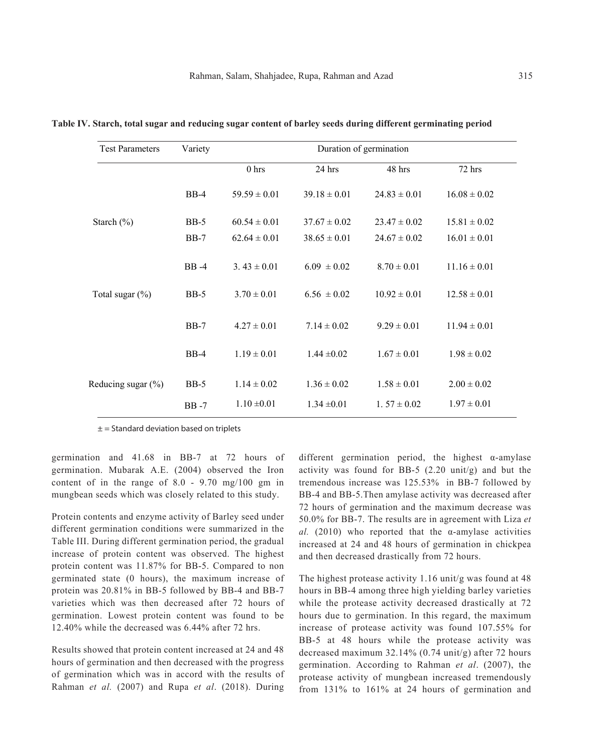**Table IV. Starch, total sugar and reducing sugar content of barley seeds during different germinating period**

| Test Parameters | Variety | Duration of germination | | | |
|---|---|---|---|---|---|
| | | 0 hrs | 24 hrs | 48 hrs | 72 hrs |
| Starch (%) | BB-4 | 59.59 ± 0.01 | 39.18 ± 0.01 | 24.83 ± 0.01 | 16.08 ± 0.02 |
| | BB-5 | 60.54 ± 0.01 | 37.67 ± 0.02 | 23.47 ± 0.02 | 15.81 ± 0.02 |
| | BB-7 | 62.64 ± 0.01 | 38.65 ± 0.01 | 24.67 ± 0.02 | 16.01 ± 0.01 |
| Total sugar (%) | BB -4 | 3. 43 ± 0.01 | 6.09 ± 0.02 | 8.70 ± 0.01 | 11.16 ± 0.01 |
| | BB-5 | 3.70 ± 0.01 | 6.56 ± 0.02 | 10.92 ± 0.01 | 12.58 ± 0.01 |
| | BB-7 | 4.27 ± 0.01 | 7.14 ± 0.02 | 9.29 ± 0.01 | 11.94 ± 0.01 |
| Reducing sugar (%) | BB-4 | 1.19 ± 0.01 | 1.44 ±0.02 | 1.67 ± 0.01 | 1.98 ± 0.02 |
| | BB-5 | 1.14 ± 0.02 | 1.36 ± 0.02 | 1.58 ± 0.01 | 2.00 ± 0.02 |
| | BB -7 | 1.10 ±0.01 | 1.34 ±0.01 | 1. 57 ± 0.02 | 1.97 ± 0.01 |

± = Standard deviation based on triplets

germination and 41.68 in BB-7 at 72 hours of germination. Mubarak A.E. (2004) observed the Iron content of in the range of 8.0 - 9.70 mg/100 gm in mungbean seeds which was closely related to this study.

Protein contents and enzyme activity of Barley seed under different germination conditions were summarized in the Table III. During different germination period, the gradual increase of protein content was observed. The highest protein content was 11.87% for BB-5. Compared to non germinated state (0 hours), the maximum increase of protein was 20.81% in BB-5 followed by BB-4 and BB-7 varieties which was then decreased after 72 hours of germination. Lowest protein content was found to be 12.40% while the decreased was 6.44% after 72 hrs.

Results showed that protein content increased at 24 and 48 hours of germination and then decreased with the progress of germination which was in accord with the results of Rahman *et al.* (2007) and Rupa *et al*. (2018). During different germination period, the highest α-amylase activity was found for BB-5 (2.20 unit/g) and but the tremendous increase was 125.53% in BB-7 followed by BB-4 and BB-5.Then amylase activity was decreased after 72 hours of germination and the maximum decrease was 50.0% for BB-7. The results are in agreement with Liza *et al.* (2010) who reported that the α-amylase activities increased at 24 and 48 hours of germination in chickpea and then decreased drastically from 72 hours.

The highest protease activity 1.16 unit/g was found at 48 hours in BB-4 among three high yielding barley varieties while the protease activity decreased drastically at 72 hours due to germination. In this regard, the maximum increase of protease activity was found 107.55% for BB-5 at 48 hours while the protease activity was decreased maximum 32.14% (0.74 unit/g) after 72 hours germination. According to Rahman *et al*. (2007), the protease activity of mungbean increased tremendously from 131% to 161% at 24 hours of germination and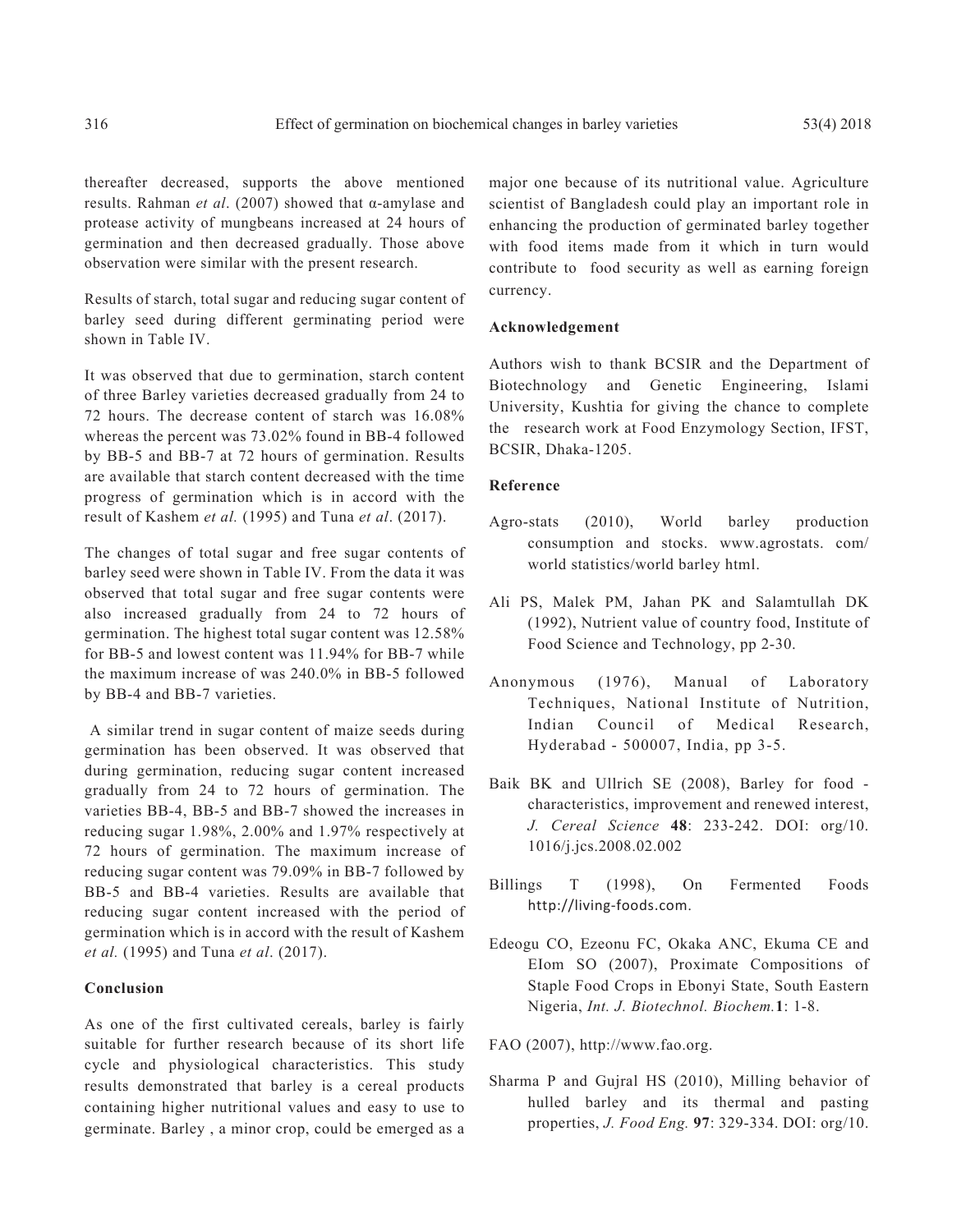thereafter decreased, supports the above mentioned results. Rahman *et al*. (2007) showed that α-amylase and protease activity of mungbeans increased at 24 hours of germination and then decreased gradually. Those above observation were similar with the present research.

Results of starch, total sugar and reducing sugar content of barley seed during different germinating period were shown in Table IV.

It was observed that due to germination, starch content of three Barley varieties decreased gradually from 24 to 72 hours. The decrease content of starch was 16.08% whereas the percent was 73.02% found in BB-4 followed by BB-5 and BB-7 at 72 hours of germination. Results are available that starch content decreased with the time progress of germination which is in accord with the result of Kashem *et al.* (1995) and Tuna *et al*. (2017).

The changes of total sugar and free sugar contents of barley seed were shown in Table IV. From the data it was observed that total sugar and free sugar contents were also increased gradually from 24 to 72 hours of germination. The highest total sugar content was 12.58% for BB-5 and lowest content was 11.94% for BB-7 while the maximum increase of was 240.0% in BB-5 followed by BB-4 and BB-7 varieties.

A similar trend in sugar content of maize seeds during germination has been observed. It was observed that during germination, reducing sugar content increased gradually from 24 to 72 hours of germination. The varieties BB-4, BB-5 and BB-7 showed the increases in reducing sugar 1.98%, 2.00% and 1.97% respectively at 72 hours of germination. The maximum increase of reducing sugar content was 79.09% in BB-7 followed by BB-5 and BB-4 varieties. Results are available that reducing sugar content increased with the period of germination which is in accord with the result of Kashem *et al.* (1995) and Tuna *et al*. (2017).

## Conclusion

As one of the first cultivated cereals, barley is fairly suitable for further research because of its short life cycle and physiological characteristics. This study results demonstrated that barley is a cereal products containing higher nutritional values and easy to use to germinate. Barley , a minor crop, could be emerged as a major one because of its nutritional value. Agriculture scientist of Bangladesh could play an important role in enhancing the production of germinated barley together with food items made from it which in turn would contribute to food security as well as earning foreign currency.

## Acknowledgement

Authors wish to thank BCSIR and the Department of Biotechnology and Genetic Engineering, Islami University, Kushtia for giving the chance to complete the research work at Food Enzymology Section, IFST, BCSIR, Dhaka-1205.

## Reference

Agro-stats (2010), World barley production consumption and stocks. www.agrostats. com/ world statistics/world barley html.

Ali PS, Malek PM, Jahan PK and Salamtullah DK (1992), Nutrient value of country food, Institute of Food Science and Technology, pp 2-30.

Anonymous (1976), Manual of Laboratory Techniques, National Institute of Nutrition, Indian Council of Medical Research, Hyderabad - 500007, India, pp 3-5.

Baik BK and Ullrich SE (2008), Barley for food - characteristics, improvement and renewed interest, *J. Cereal Science* **48**: 233-242. DOI: org/10. 1016/j.jcs.2008.02.002

Billings T (1998), On Fermented Foods http://living-foods.com.

Edeogu CO, Ezeonu FC, Okaka ANC, Ekuma CE and EIom SO (2007), Proximate Compositions of Staple Food Crops in Ebonyi State, South Eastern Nigeria, *Int. J. Biotechnol. Biochem.***1**: 1-8.

FAO (2007), http://www.fao.org.

Sharma P and Gujral HS (2010), Milling behavior of hulled barley and its thermal and pasting properties, *J. Food Eng.* **97**: 329-334. DOI: org/10.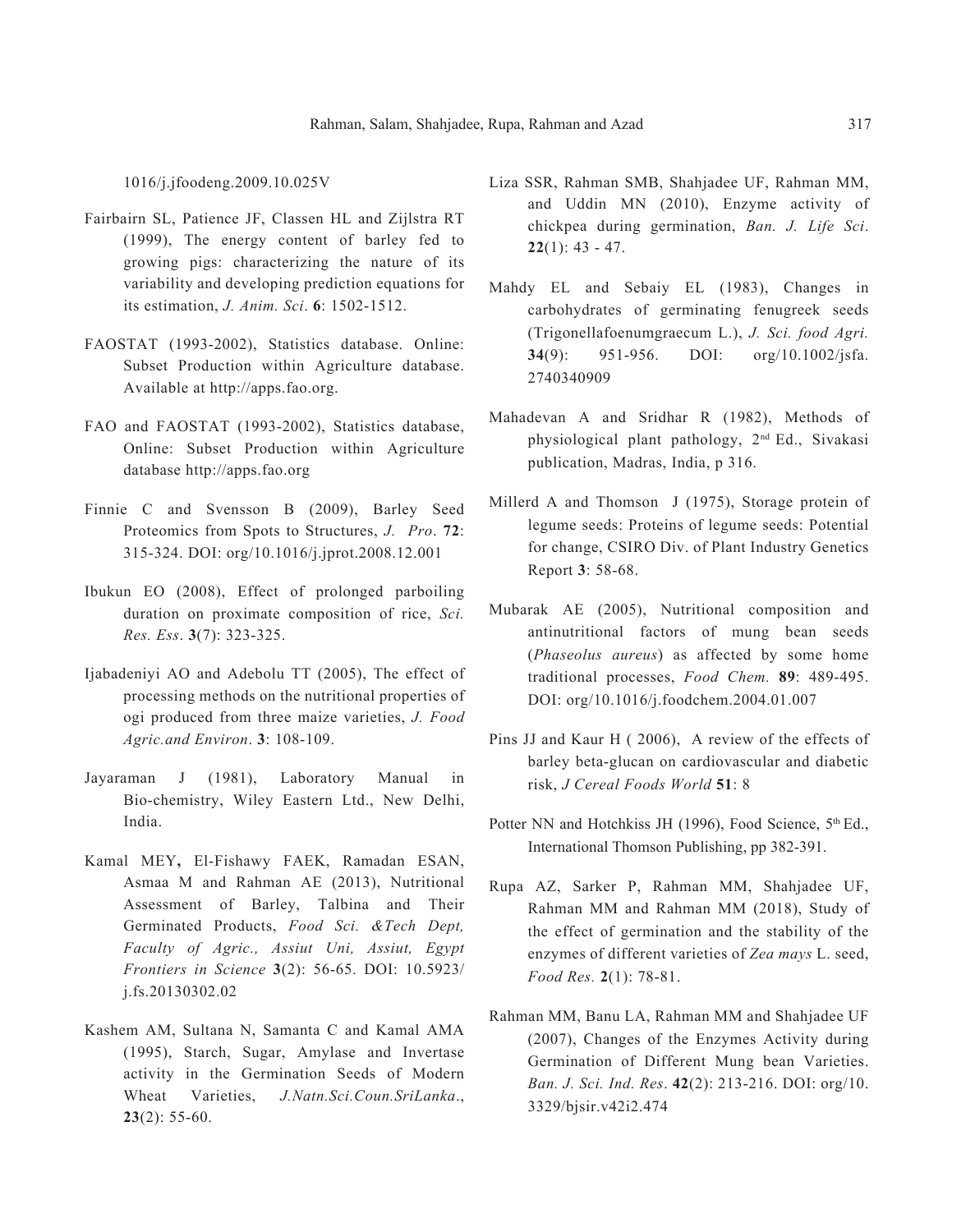1016/j.jfoodeng.2009.10.025V

Fairbairn SL, Patience JF, Classen HL and Zijlstra RT (1999), The energy content of barley fed to growing pigs: characterizing the nature of its variability and developing prediction equations for its estimation, *J. Anim. Sci*. **6**: 1502-1512.

FAOSTAT (1993-2002), Statistics database. Online: Subset Production within Agriculture database. Available at http://apps.fao.org.

FAO and FAOSTAT (1993-2002), Statistics database, Online: Subset Production within Agriculture database http://apps.fao.org

Finnie C and Svensson B (2009), Barley Seed Proteomics from Spots to Structures, *J. Pro*. **72**: 315-324. DOI: org/10.1016/j.jprot.2008.12.001

Ibukun EO (2008), Effect of prolonged parboiling duration on proximate composition of rice, *Sci. Res. Ess*. **3**(7): 323-325.

Ijabadeniyi AO and Adebolu TT (2005), The effect of processing methods on the nutritional properties of ogi produced from three maize varieties, *J. Food Agric.and Environ*. **3**: 108-109.

Jayaraman J (1981), Laboratory Manual in Bio-chemistry, Wiley Eastern Ltd., New Delhi, India.

Kamal MEY**,** El-Fishawy FAEK, Ramadan ESAN, Asmaa M and Rahman AE (2013), Nutritional Assessment of Barley, Talbina and Their Germinated Products, *Food Sci. &Tech Dept, Faculty of Agric., Assiut Uni, Assiut, Egypt Frontiers in Science* **3**(2): 56-65. DOI: 10.5923/j.fs.20130302.02

Kashem AM, Sultana N, Samanta C and Kamal AMA (1995), Starch, Sugar, Amylase and Invertase activity in the Germination Seeds of Modern Wheat Varieties, *J.Natn.Sci.Coun.SriLanka*., **23**(2): 55-60.

Liza SSR, Rahman SMB, Shahjadee UF, Rahman MM, and Uddin MN (2010), Enzyme activity of chickpea during germination, *Ban. J. Life Sci*. **22**(1): 43 - 47.

Mahdy EL and Sebaiy EL (1983), Changes in carbohydrates of germinating fenugreek seeds (Trigonellafoenumgraecum L.), *J. Sci. food Agri.* **34**(9): 951-956. DOI: org/10.1002/jsfa.2740340909

Mahadevan A and Sridhar R (1982), Methods of physiological plant pathology, 2nd Ed., Sivakasi publication, Madras, India, p 316.

Millerd A and Thomson J (1975), Storage protein of legume seeds: Proteins of legume seeds: Potential for change, CSIRO Div. of Plant Industry Genetics Report **3**: 58-68.

Mubarak AE (2005), Nutritional composition and antinutritional factors of mung bean seeds (*Phaseolus aureus*) as affected by some home traditional processes, *Food Chem.* **89**: 489-495. DOI: org/10.1016/j.foodchem.2004.01.007

Pins JJ and Kaur H ( 2006), A review of the effects of barley beta-glucan on cardiovascular and diabetic risk, *J Cereal Foods World* **51**: 8

Potter NN and Hotchkiss JH (1996), Food Science, 5th Ed., International Thomson Publishing, pp 382-391.

Rupa AZ, Sarker P, Rahman MM, Shahjadee UF, Rahman MM and Rahman MM (2018), Study of the effect of germination and the stability of the enzymes of different varieties of *Zea mays* L. seed, *Food Res.* **2**(1): 78-81.

Rahman MM, Banu LA, Rahman MM and Shahjadee UF (2007), Changes of the Enzymes Activity during Germination of Different Mung bean Varieties. *Ban. J. Sci. Ind. Res*. **42**(2): 213-216. DOI: org/10.3329/bjsir.v42i2.474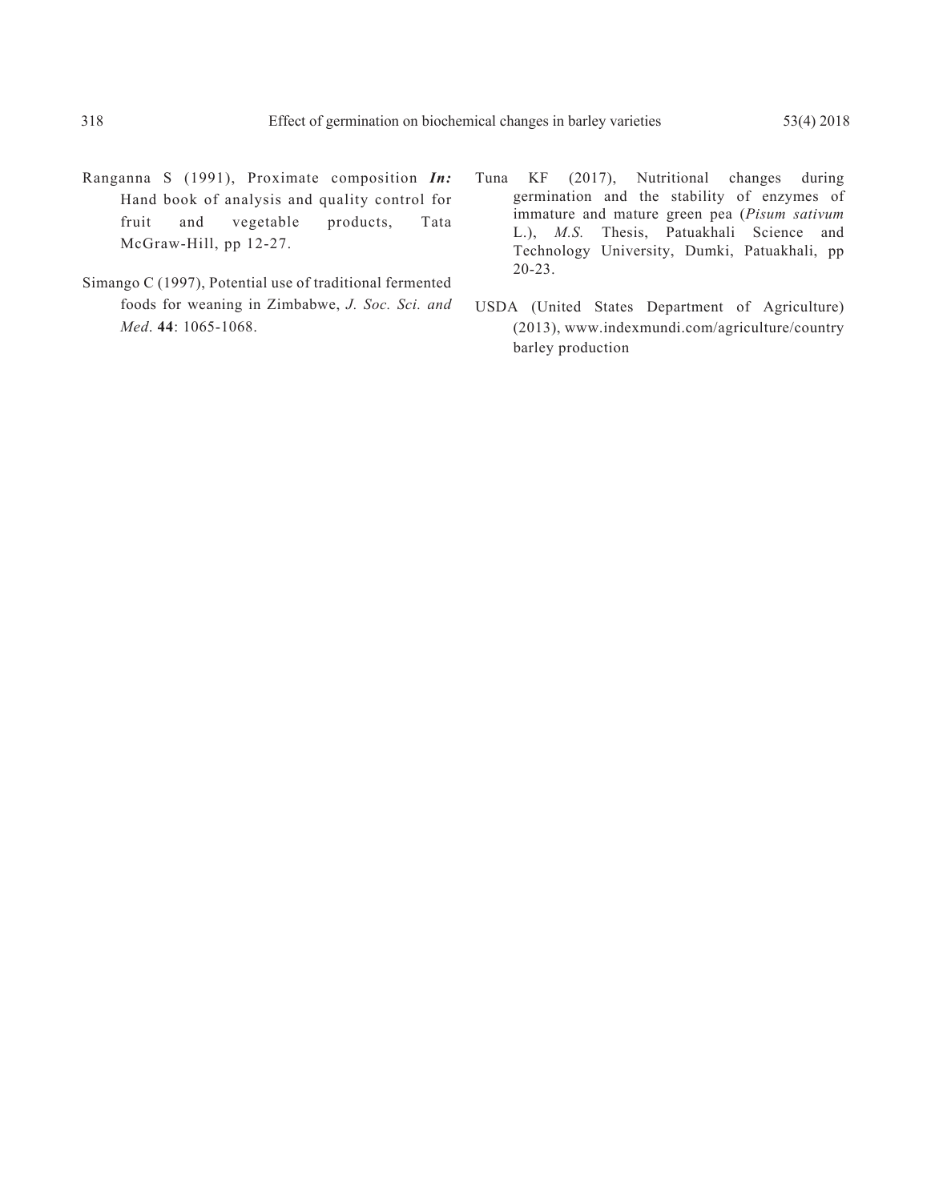Ranganna S (1991), Proximate composition ***In:*** Hand book of analysis and quality control for fruit and vegetable products, Tata McGraw-Hill, pp 12-27.

Simango C (1997), Potential use of traditional fermented foods for weaning in Zimbabwe, *J. Soc. Sci. and Med*. **44**: 1065-1068.

Tuna KF (2017), Nutritional changes during germination and the stability of enzymes of immature and mature green pea (*Pisum sativum* L.), *M.S.* Thesis, Patuakhali Science and Technology University, Dumki, Patuakhali, pp 20-23.

USDA (United States Department of Agriculture) (2013), www.indexmundi.com/agriculture/country barley production